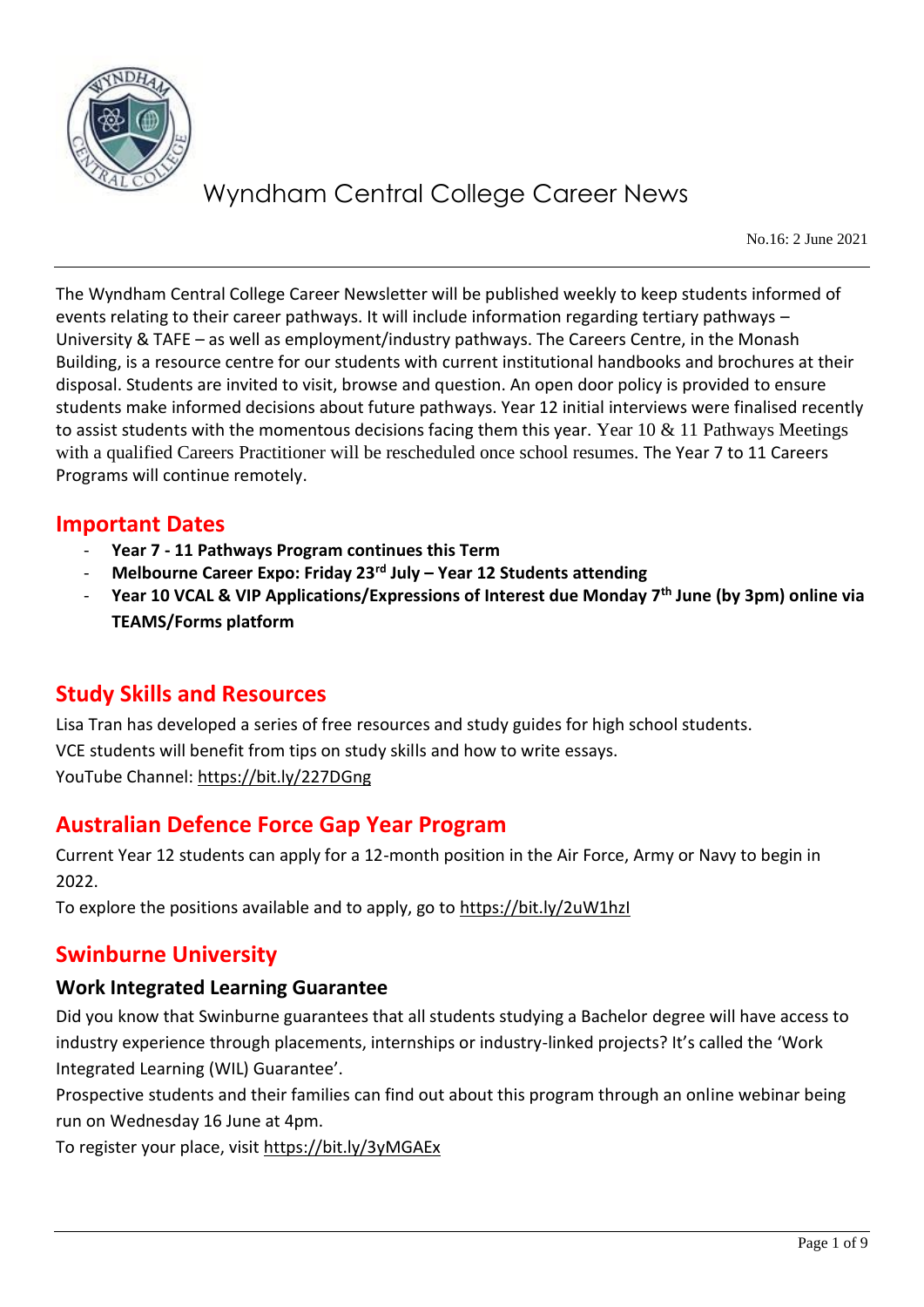# Wyndham Central College Career News

No.16: 2 June 2021

The Wyndham Central College Career Newsletter will be published weekly to keep students informed of events relating to their career pathways. It will include information regarding tertiary pathways – University & TAFE – as well as employment/industry pathways. The Careers Centre, in the Monash Building, is a resource centre for our students with current institutional handbooks and brochures at their disposal. Students are invited to visit, browse and question. An open door policy is provided to ensure students make informed decisions about future pathways. Year 12 initial interviews were finalised recently to assist students with the momentous decisions facing them this year. Year 10 & 11 Pathways Meetings with a qualified Careers Practitioner will be rescheduled once school resumes. The Year 7 to 11 Careers Programs will continue remotely.

## Important Dates

- **Year 7 - 11 Pathways Program continues this Term**
- **Melbourne Career Expo: Friday 23rd July – Year 12 Students attending**
- **Year 10 VCAL & VIP Applications/Expressions of Interest due Monday 7th June (by 3pm) online via TEAMS/Forms platform**

## Study Skills and Resources

Lisa Tran has developed a series of free resources and study guides for high school students.
VCE students will benefit from tips on study skills and how to write essays.
YouTube Channel: https://bit.ly/227DGng

## Australian Defence Force Gap Year Program

Current Year 12 students can apply for a 12-month position in the Air Force, Army or Navy to begin in 2022.
To explore the positions available and to apply, go to https://bit.ly/2uW1hzI

## Swinburne University

### Work Integrated Learning Guarantee

Did you know that Swinburne guarantees that all students studying a Bachelor degree will have access to industry experience through placements, internships or industry-linked projects? It's called the 'Work Integrated Learning (WIL) Guarantee'.
Prospective students and their families can find out about this program through an online webinar being run on Wednesday 16 June at 4pm.
To register your place, visit https://bit.ly/3yMGAEx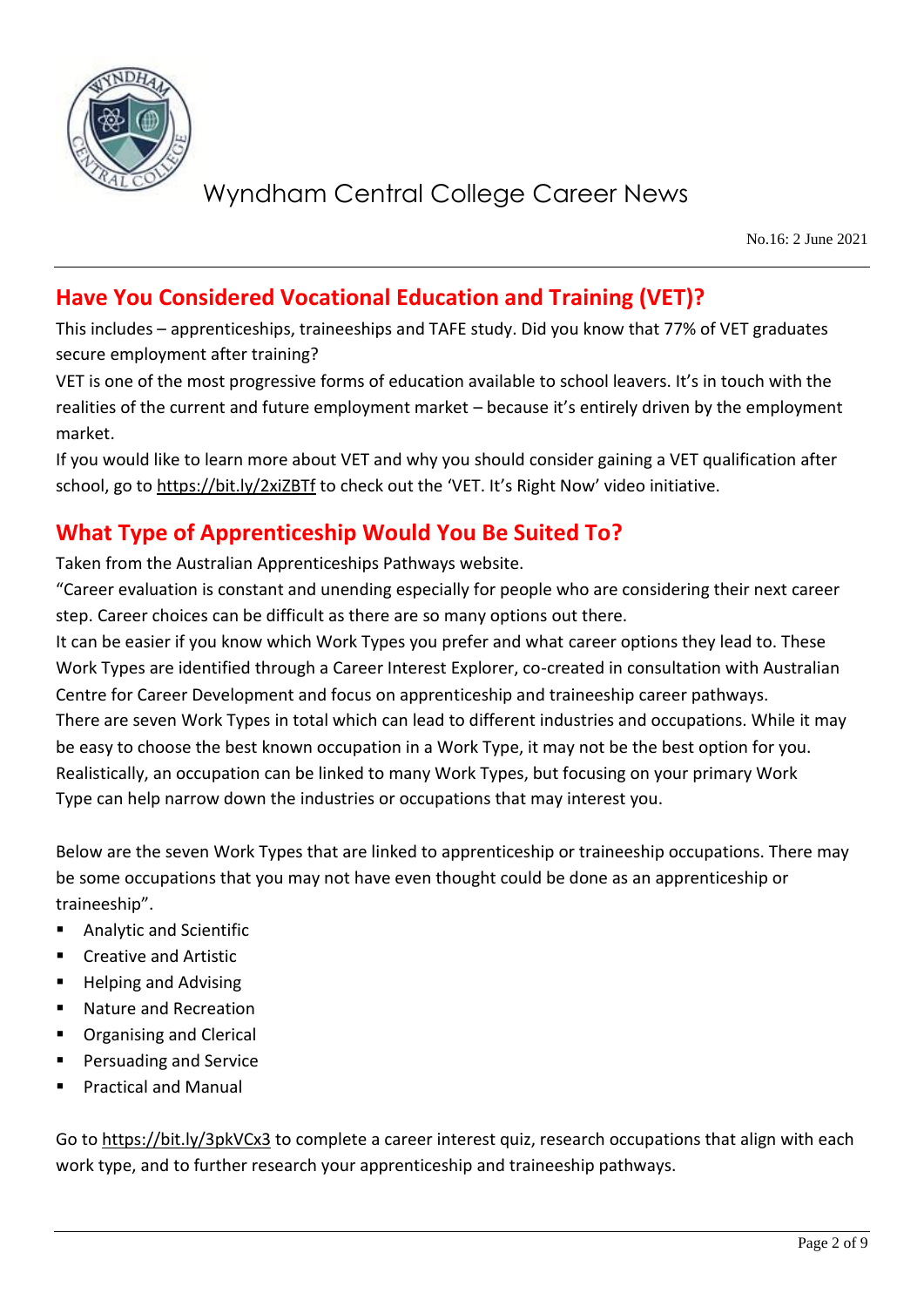## Have You Considered Vocational Education and Training (VET)?

This includes – apprenticeships, traineeships and TAFE study. Did you know that 77% of VET graduates secure employment after training?

VET is one of the most progressive forms of education available to school leavers. It's in touch with the realities of the current and future employment market – because it's entirely driven by the employment market.

If you would like to learn more about VET and why you should consider gaining a VET qualification after school, go to https://bit.ly/2xiZBTf to check out the 'VET. It's Right Now' video initiative.

## What Type of Apprenticeship Would You Be Suited To?

Taken from the Australian Apprenticeships Pathways website.

"Career evaluation is constant and unending especially for people who are considering their next career step. Career choices can be difficult as there are so many options out there.

It can be easier if you know which Work Types you prefer and what career options they lead to. These Work Types are identified through a Career Interest Explorer, co-created in consultation with Australian Centre for Career Development and focus on apprenticeship and traineeship career pathways.

There are seven Work Types in total which can lead to different industries and occupations. While it may be easy to choose the best known occupation in a Work Type, it may not be the best option for you. Realistically, an occupation can be linked to many Work Types, but focusing on your primary Work Type can help narrow down the industries or occupations that may interest you.

Below are the seven Work Types that are linked to apprenticeship or traineeship occupations. There may be some occupations that you may not have even thought could be done as an apprenticeship or traineeship".

- Analytic and Scientific
- Creative and Artistic
- Helping and Advising
- Nature and Recreation
- Organising and Clerical
- Persuading and Service
- Practical and Manual

Go to https://bit.ly/3pkVCx3 to complete a career interest quiz, research occupations that align with each work type, and to further research your apprenticeship and traineeship pathways.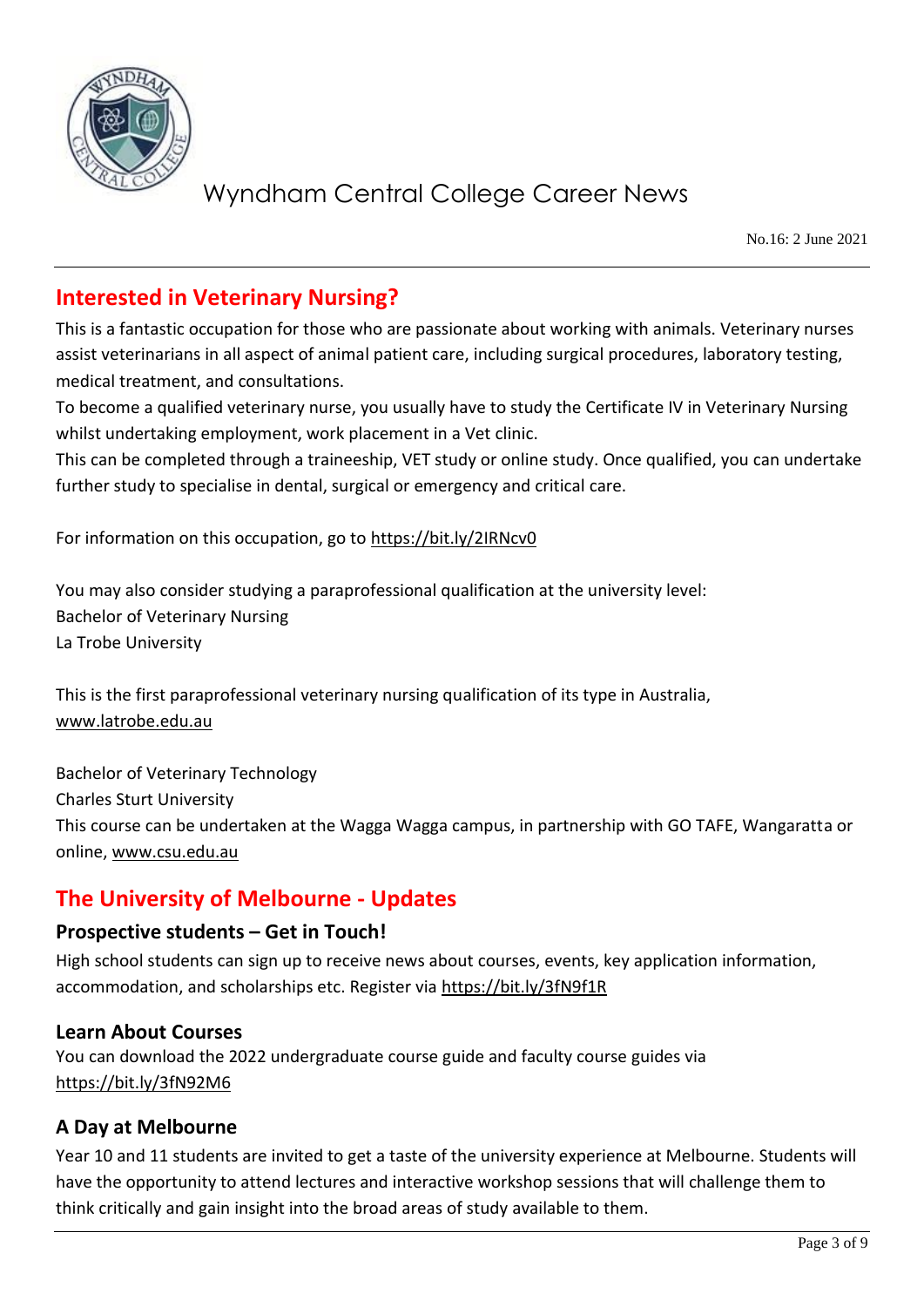## Interested in Veterinary Nursing?

This is a fantastic occupation for those who are passionate about working with animals. Veterinary nurses assist veterinarians in all aspect of animal patient care, including surgical procedures, laboratory testing, medical treatment, and consultations.

To become a qualified veterinary nurse, you usually have to study the Certificate IV in Veterinary Nursing whilst undertaking employment, work placement in a Vet clinic.

This can be completed through a traineeship, VET study or online study. Once qualified, you can undertake further study to specialise in dental, surgical or emergency and critical care.

For information on this occupation, go to https://bit.ly/2IRNcv0

You may also consider studying a paraprofessional qualification at the university level:
Bachelor of Veterinary Nursing
La Trobe University

This is the first paraprofessional veterinary nursing qualification of its type in Australia, www.latrobe.edu.au

Bachelor of Veterinary Technology
Charles Sturt University
This course can be undertaken at the Wagga Wagga campus, in partnership with GO TAFE, Wangaratta or online, www.csu.edu.au

## The University of Melbourne - Updates

### Prospective students – Get in Touch!

High school students can sign up to receive news about courses, events, key application information, accommodation, and scholarships etc. Register via https://bit.ly/3fN9f1R

### Learn About Courses

You can download the 2022 undergraduate course guide and faculty course guides via https://bit.ly/3fN92M6

### A Day at Melbourne

Year 10 and 11 students are invited to get a taste of the university experience at Melbourne. Students will have the opportunity to attend lectures and interactive workshop sessions that will challenge them to think critically and gain insight into the broad areas of study available to them.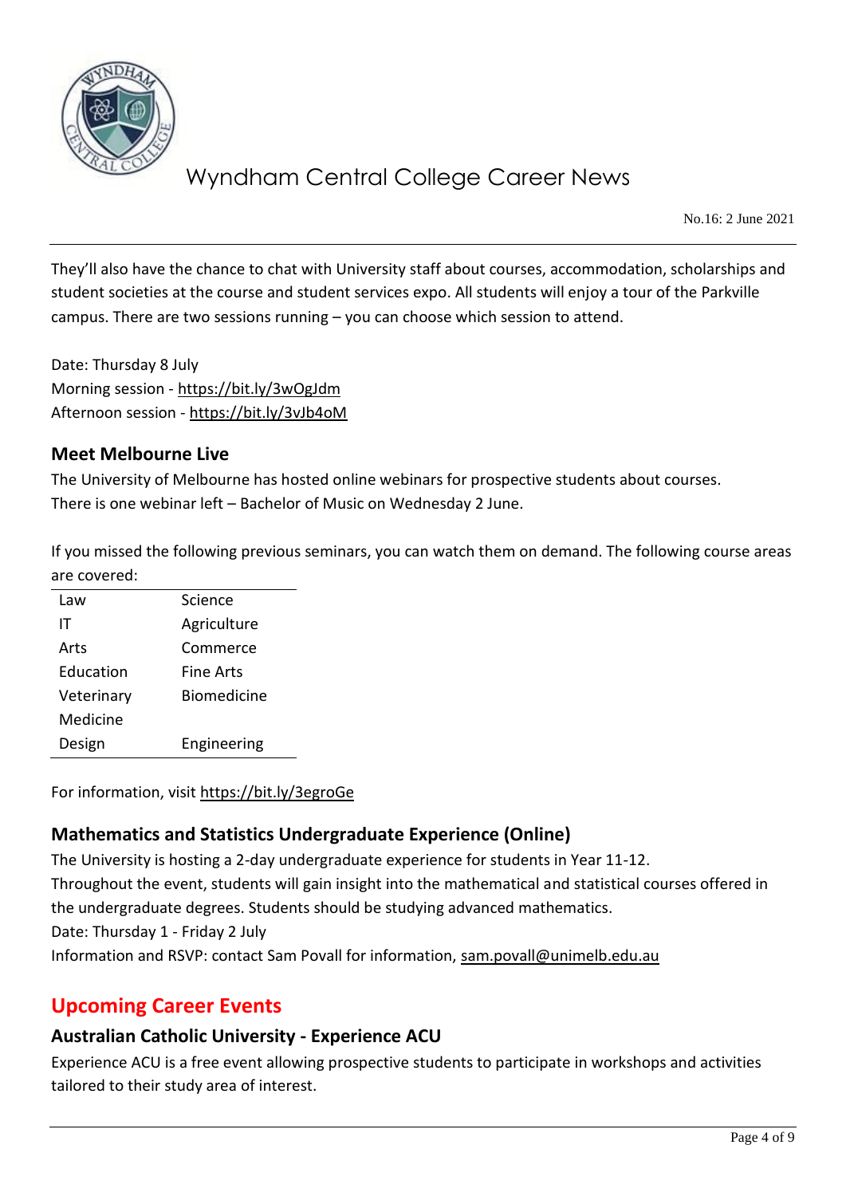They'll also have the chance to chat with University staff about courses, accommodation, scholarships and student societies at the course and student services expo. All students will enjoy a tour of the Parkville campus. There are two sessions running – you can choose which session to attend.

Date: Thursday 8 July
Morning session - https://bit.ly/3wOgJdm
Afternoon session - https://bit.ly/3vJb4oM

### Meet Melbourne Live

The University of Melbourne has hosted online webinars for prospective students about courses. There is one webinar left – Bachelor of Music on Wednesday 2 June.

If you missed the following previous seminars, you can watch them on demand. The following course areas are covered:

| | |
|---|---|
| Law | Science |
| IT | Agriculture |
| Arts | Commerce |
| Education | Fine Arts |
| Veterinary Medicine | Biomedicine |
| Design | Engineering |

For information, visit https://bit.ly/3egroGe

### Mathematics and Statistics Undergraduate Experience (Online)

The University is hosting a 2-day undergraduate experience for students in Year 11-12.
Throughout the event, students will gain insight into the mathematical and statistical courses offered in the undergraduate degrees. Students should be studying advanced mathematics.
Date: Thursday 1 - Friday 2 July
Information and RSVP: contact Sam Povall for information, sam.povall@unimelb.edu.au

## Upcoming Career Events

### Australian Catholic University - Experience ACU

Experience ACU is a free event allowing prospective students to participate in workshops and activities tailored to their study area of interest.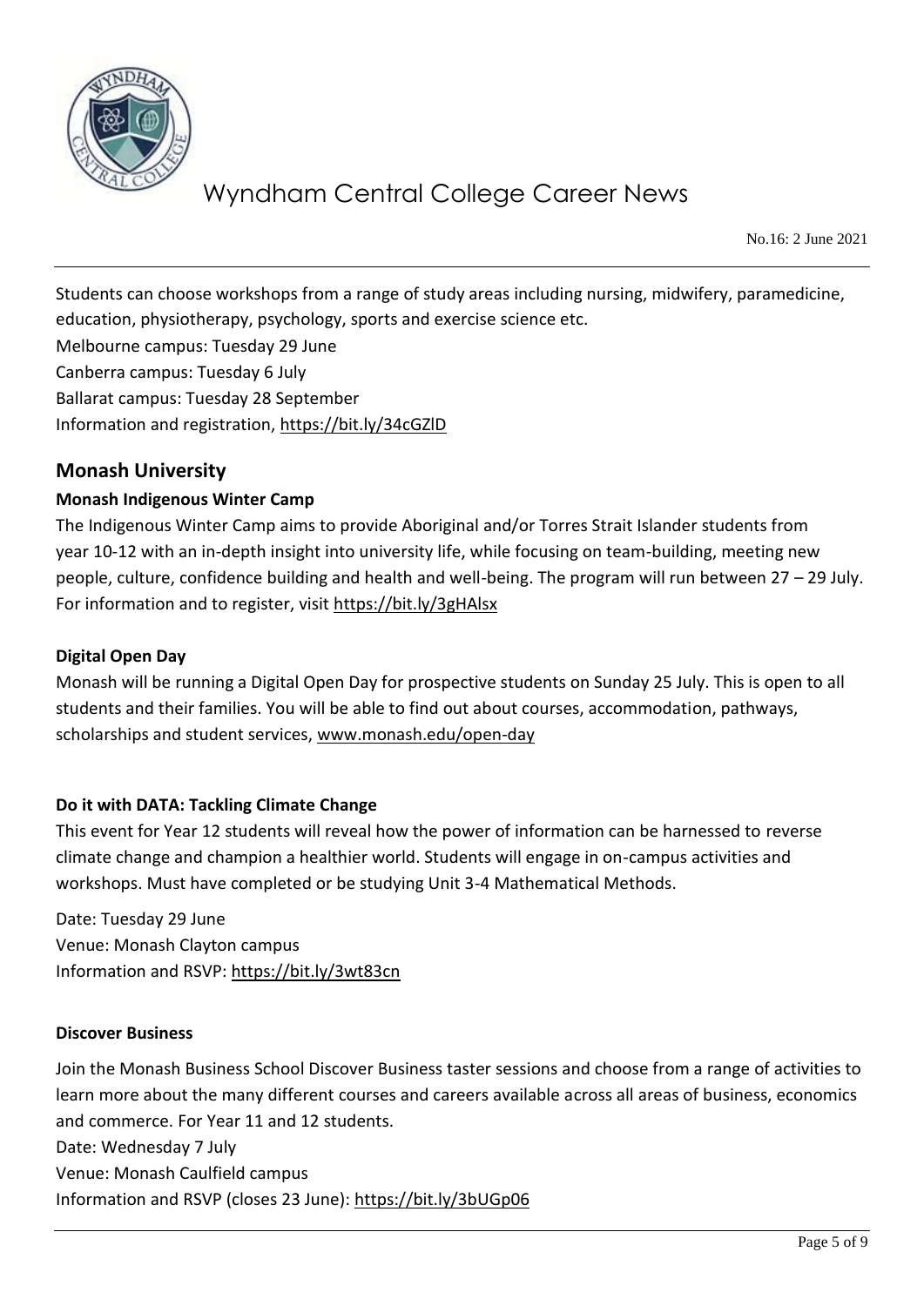Students can choose workshops from a range of study areas including nursing, midwifery, paramedicine, education, physiotherapy, psychology, sports and exercise science etc.
Melbourne campus: Tuesday 29 June
Canberra campus: Tuesday 6 July
Ballarat campus: Tuesday 28 September
Information and registration, https://bit.ly/34cGZlD

## Monash University

### Monash Indigenous Winter Camp

The Indigenous Winter Camp aims to provide Aboriginal and/or Torres Strait Islander students from year 10-12 with an in-depth insight into university life, while focusing on team-building, meeting new people, culture, confidence building and health and well-being. The program will run between 27 – 29 July. For information and to register, visit https://bit.ly/3gHAlsx

### Digital Open Day

Monash will be running a Digital Open Day for prospective students on Sunday 25 July. This is open to all students and their families. You will be able to find out about courses, accommodation, pathways, scholarships and student services, www.monash.edu/open-day

### Do it with DATA: Tackling Climate Change

This event for Year 12 students will reveal how the power of information can be harnessed to reverse climate change and champion a healthier world. Students will engage in on-campus activities and workshops. Must have completed or be studying Unit 3-4 Mathematical Methods.

Date: Tuesday 29 June
Venue: Monash Clayton campus
Information and RSVP: https://bit.ly/3wt83cn

### Discover Business

Join the Monash Business School Discover Business taster sessions and choose from a range of activities to learn more about the many different courses and careers available across all areas of business, economics and commerce. For Year 11 and 12 students.
Date: Wednesday 7 July
Venue: Monash Caulfield campus
Information and RSVP (closes 23 June): https://bit.ly/3bUGp06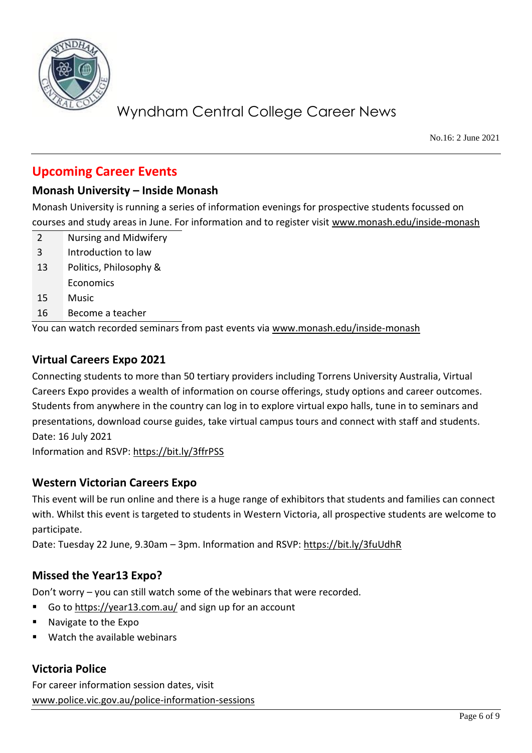## Upcoming Career Events

### Monash University – Inside Monash

Monash University is running a series of information evenings for prospective students focussed on courses and study areas in June. For information and to register visit www.monash.edu/inside-monash

| | |
|---|---|
| 2 | Nursing and Midwifery |
| 3 | Introduction to law |
| 13 | Politics, Philosophy & Economics |
| 15 | Music |
| 16 | Become a teacher |

You can watch recorded seminars from past events via www.monash.edu/inside-monash

### Virtual Careers Expo 2021

Connecting students to more than 50 tertiary providers including Torrens University Australia, Virtual Careers Expo provides a wealth of information on course offerings, study options and career outcomes. Students from anywhere in the country can log in to explore virtual expo halls, tune in to seminars and presentations, download course guides, take virtual campus tours and connect with staff and students.
Date: 16 July 2021
Information and RSVP: https://bit.ly/3ffrPSS

### Western Victorian Careers Expo

This event will be run online and there is a huge range of exhibitors that students and families can connect with. Whilst this event is targeted to students in Western Victoria, all prospective students are welcome to participate.
Date: Tuesday 22 June, 9.30am – 3pm. Information and RSVP: https://bit.ly/3fuUdhR

### Missed the Year13 Expo?

Don't worry – you can still watch some of the webinars that were recorded.

- Go to https://year13.com.au/ and sign up for an account
- Navigate to the Expo
- Watch the available webinars

### Victoria Police

For career information session dates, visit
www.police.vic.gov.au/police-information-sessions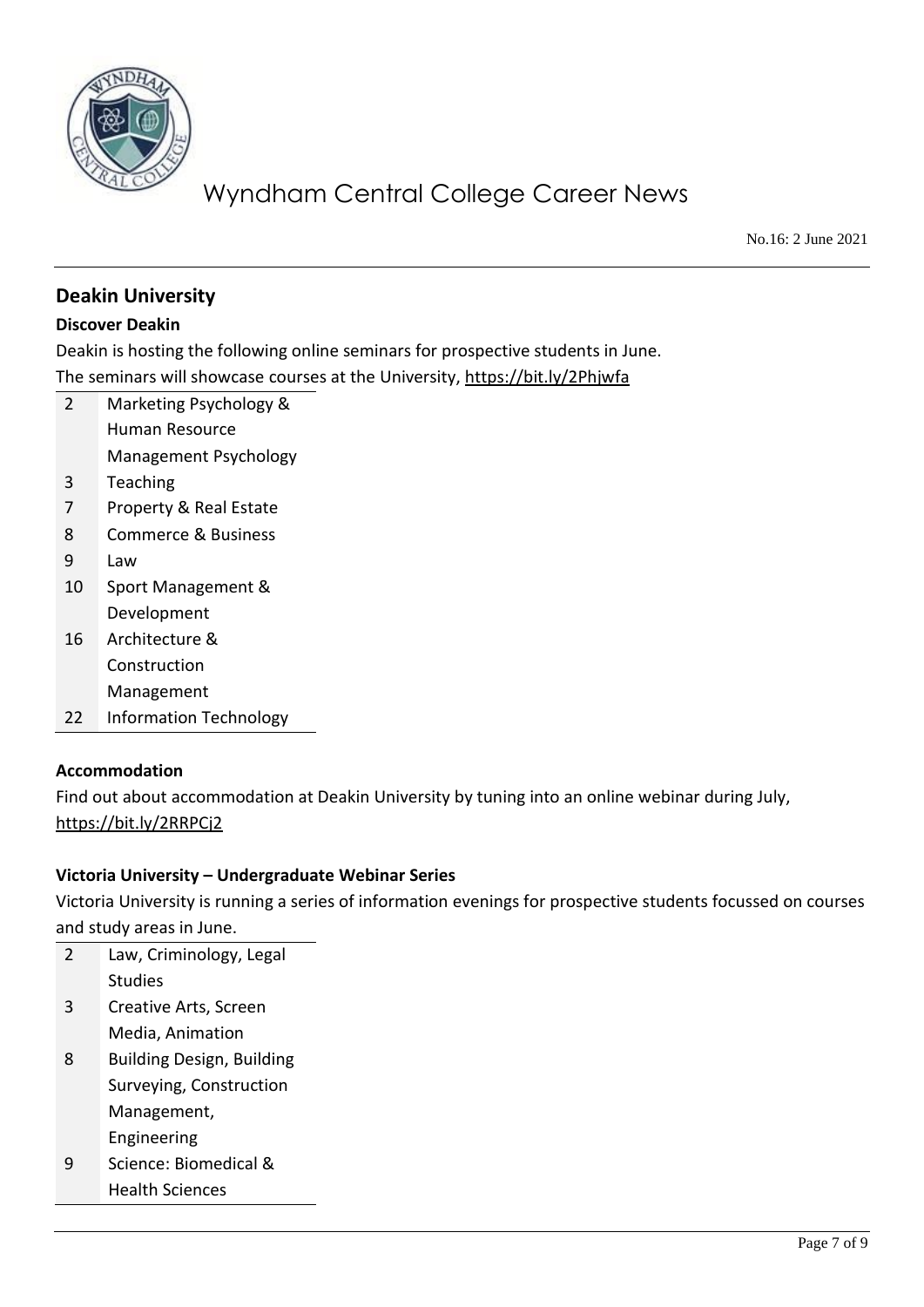## Deakin University

### Discover Deakin

Deakin is hosting the following online seminars for prospective students in June.
The seminars will showcase courses at the University, https://bit.ly/2Phjwfa

| | |
|---|---|
| 2 | Marketing Psychology & Human Resource Management Psychology |
| 3 | Teaching |
| 7 | Property & Real Estate |
| 8 | Commerce & Business |
| 9 | Law |
| 10 | Sport Management & Development |
| 16 | Architecture & Construction Management |
| 22 | Information Technology |

### Accommodation

Find out about accommodation at Deakin University by tuning into an online webinar during July, https://bit.ly/2RRPCj2

### Victoria University – Undergraduate Webinar Series

Victoria University is running a series of information evenings for prospective students focussed on courses and study areas in June.

| | |
|---|---|
| 2 | Law, Criminology, Legal Studies |
| 3 | Creative Arts, Screen Media, Animation |
| 8 | Building Design, Building Surveying, Construction Management, Engineering |
| 9 | Science: Biomedical & Health Sciences |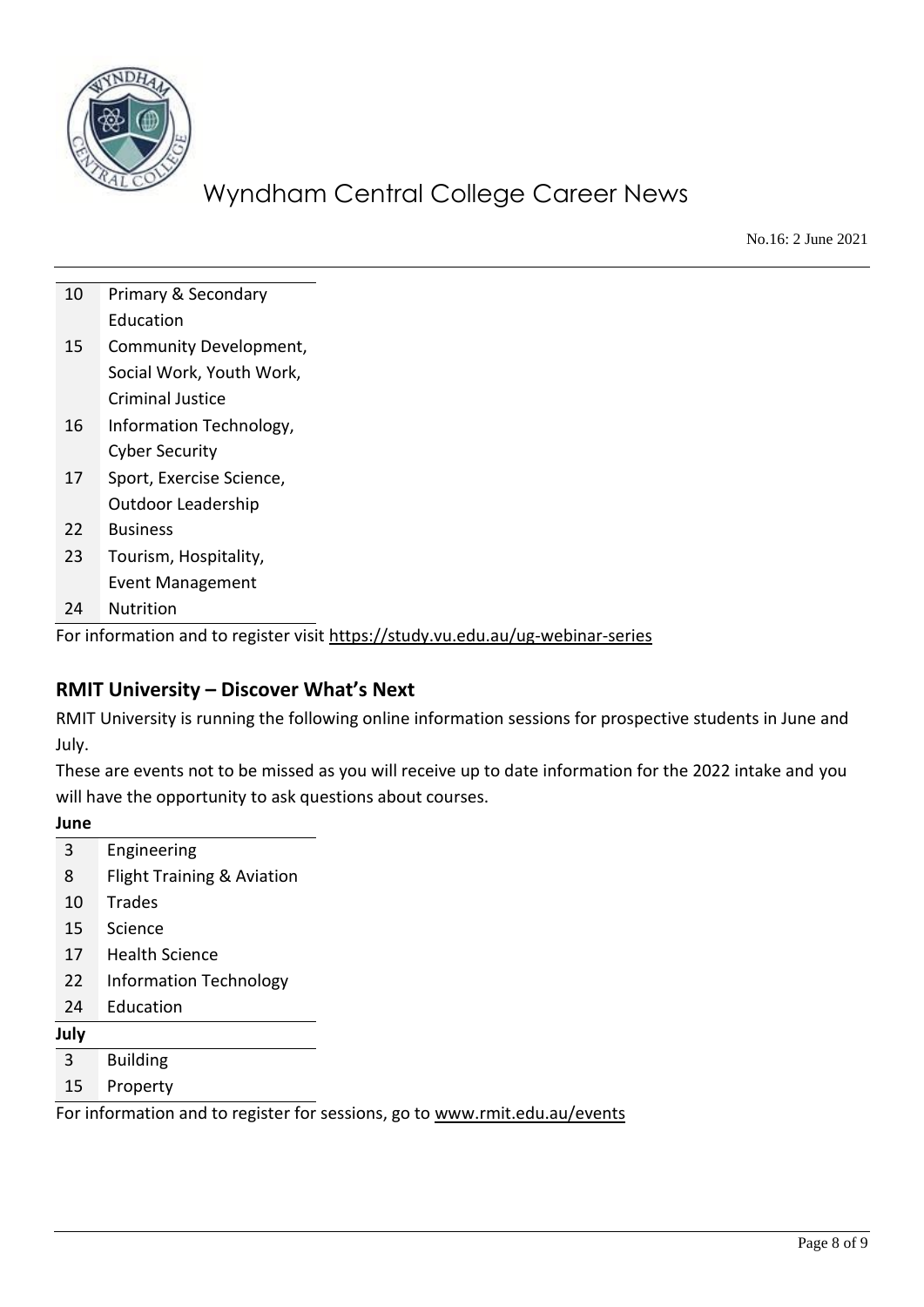| | |
|---|---|
| 10 | Primary & Secondary Education |
| 15 | Community Development, Social Work, Youth Work, Criminal Justice |
| 16 | Information Technology, Cyber Security |
| 17 | Sport, Exercise Science, Outdoor Leadership |
| 22 | Business |
| 23 | Tourism, Hospitality, Event Management |
| 24 | Nutrition |

For information and to register visit https://study.vu.edu.au/ug-webinar-series

## RMIT University – Discover What's Next

RMIT University is running the following online information sessions for prospective students in June and July.

These are events not to be missed as you will receive up to date information for the 2022 intake and you will have the opportunity to ask questions about courses.

**June**

| | |
|---|---|
| 3 | Engineering |
| 8 | Flight Training & Aviation |
| 10 | Trades |
| 15 | Science |
| 17 | Health Science |
| 22 | Information Technology |
| 24 | Education |

**July**

| | |
|---|---|
| 3 | Building |
| 15 | Property |

For information and to register for sessions, go to www.rmit.edu.au/events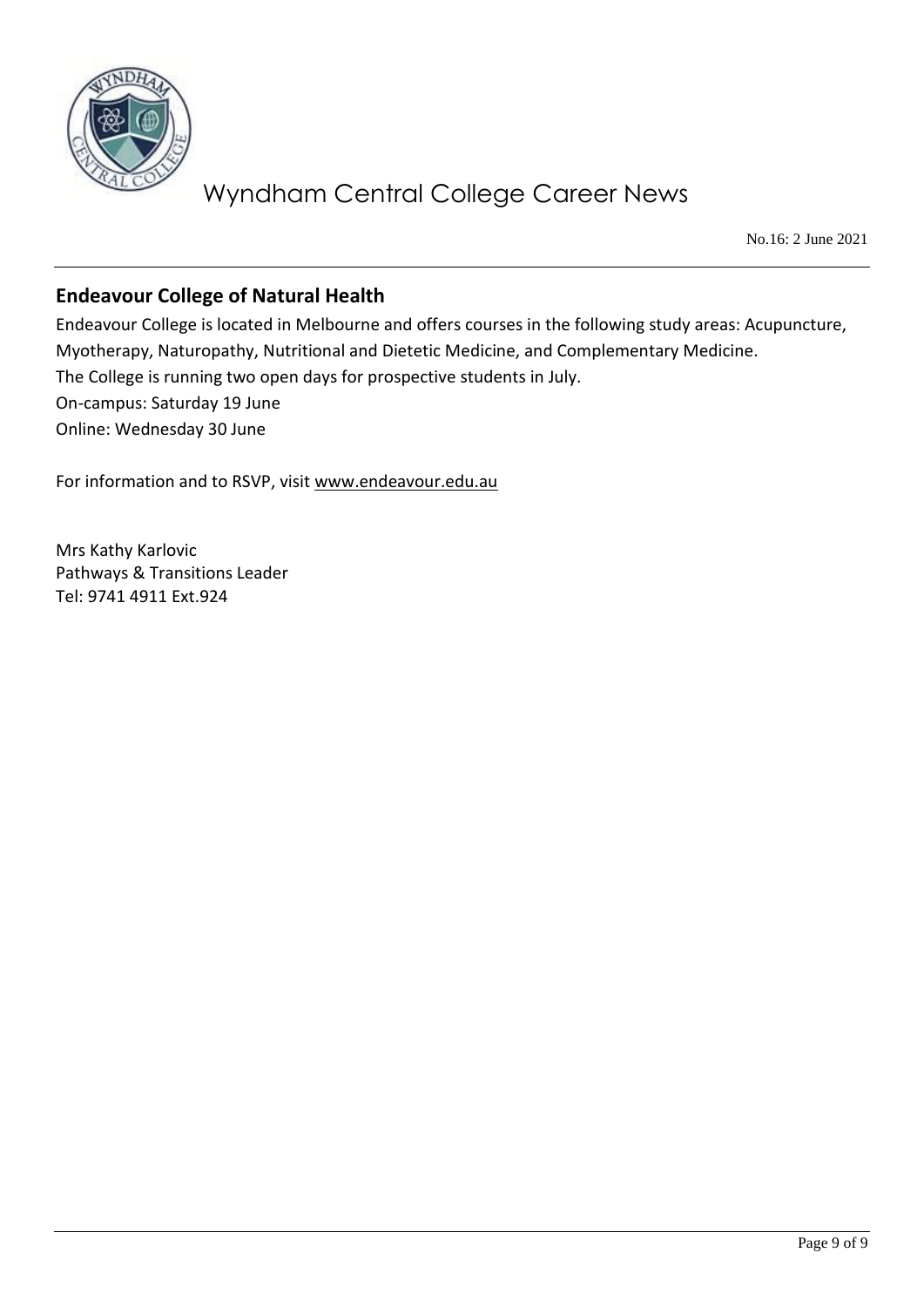## Endeavour College of Natural Health

Endeavour College is located in Melbourne and offers courses in the following study areas: Acupuncture, Myotherapy, Naturopathy, Nutritional and Dietetic Medicine, and Complementary Medicine.
The College is running two open days for prospective students in July.
On-campus: Saturday 19 June
Online: Wednesday 30 June

For information and to RSVP, visit www.endeavour.edu.au

Mrs Kathy Karlovic
Pathways & Transitions Leader
Tel: 9741 4911 Ext.924